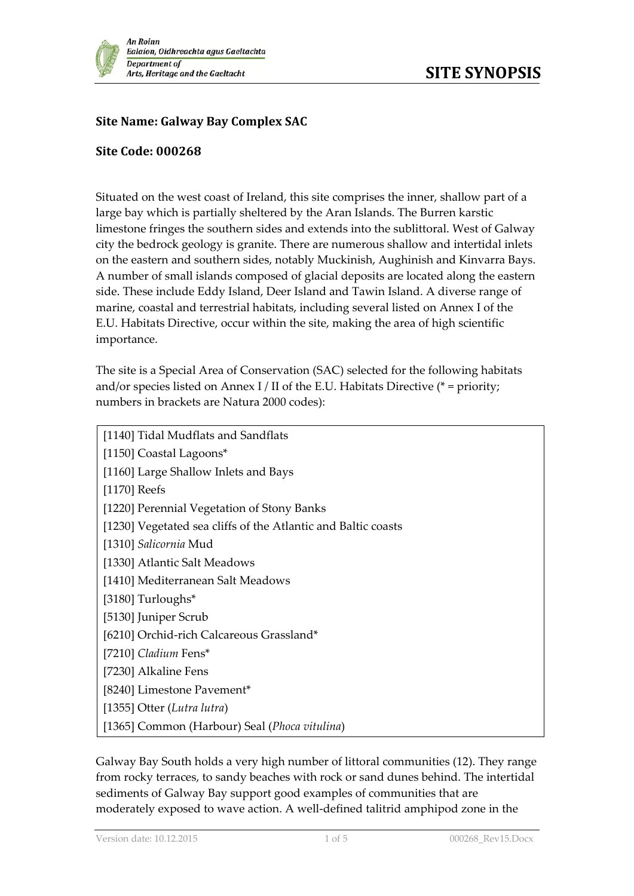**SITE SYNOPSIS**

**Site Name: Galway Bay Complex SAC**

**Site Code: 000268**

Situated on the west coast of Ireland, this site comprises the inner, shallow part of a large bay which is partially sheltered by the Aran Islands. The Burren karstic limestone fringes the southern sides and extends into the sublittoral. West of Galway city the bedrock geology is granite. There are numerous shallow and intertidal inlets on the eastern and southern sides, notably Muckinish, Aughinish and Kinvarra Bays. A number of small islands composed of glacial deposits are located along the eastern side. These include Eddy Island, Deer Island and Tawin Island. A diverse range of marine, coastal and terrestrial habitats, including several listed on Annex I of the E.U. Habitats Directive, occur within the site, making the area of high scientific importance.

The site is a Special Area of Conservation (SAC) selected for the following habitats and/or species listed on Annex I / II of the E.U. Habitats Directive (* = priority; numbers in brackets are Natura 2000 codes):

| |
|---|
| [1140] Tidal Mudflats and Sandflats |
| [1150] Coastal Lagoons* |
| [1160] Large Shallow Inlets and Bays |
| [1170] Reefs |
| [1220] Perennial Vegetation of Stony Banks |
| [1230] Vegetated sea cliffs of the Atlantic and Baltic coasts |
| [1310] *Salicornia* Mud |
| [1330] Atlantic Salt Meadows |
| [1410] Mediterranean Salt Meadows |
| [3180] Turloughs* |
| [5130] Juniper Scrub |
| [6210] Orchid-rich Calcareous Grassland* |
| [7210] *Cladium* Fens* |
| [7230] Alkaline Fens |
| [8240] Limestone Pavement* |
| [1355] Otter (*Lutra lutra*) |
| [1365] Common (Harbour) Seal (*Phoca vitulina*) |

Galway Bay South holds a very high number of littoral communities (12). They range from rocky terraces, to sandy beaches with rock or sand dunes behind. The intertidal sediments of Galway Bay support good examples of communities that are moderately exposed to wave action. A well-defined talitrid amphipod zone in the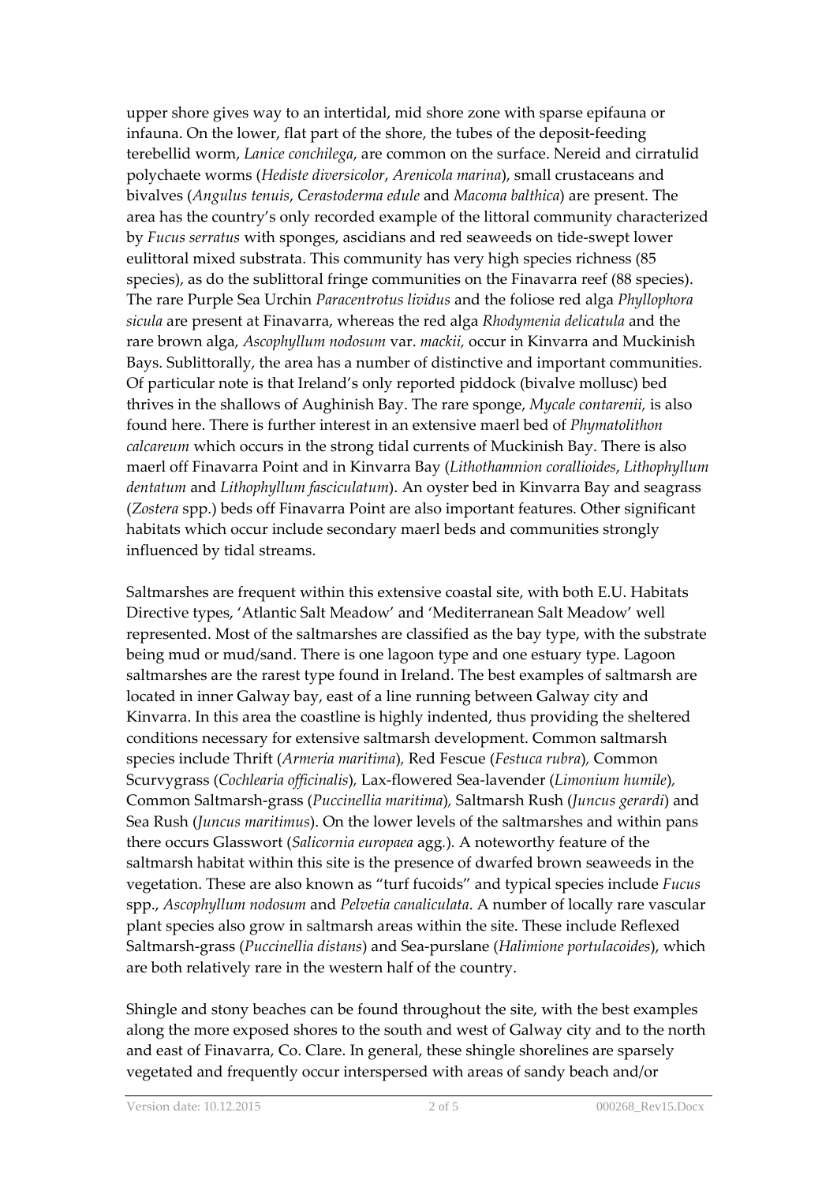upper shore gives way to an intertidal, mid shore zone with sparse epifauna or infauna. On the lower, flat part of the shore, the tubes of the deposit-feeding terebellid worm, *Lanice conchilega*, are common on the surface. Nereid and cirratulid polychaete worms (*Hediste diversicolor*, *Arenicola marina*), small crustaceans and bivalves (*Angulus tenuis*, *Cerastoderma edule* and *Macoma balthica*) are present. The area has the country's only recorded example of the littoral community characterized by *Fucus serratus* with sponges, ascidians and red seaweeds on tide-swept lower eulittoral mixed substrata. This community has very high species richness (85 species), as do the sublittoral fringe communities on the Finavarra reef (88 species). The rare Purple Sea Urchin *Paracentrotus lividus* and the foliose red alga *Phyllophora sicula* are present at Finavarra, whereas the red alga *Rhodymenia delicatula* and the rare brown alga, *Ascophyllum nodosum* var. *mackii,* occur in Kinvarra and Muckinish Bays. Sublittorally, the area has a number of distinctive and important communities. Of particular note is that Ireland's only reported piddock (bivalve mollusc) bed thrives in the shallows of Aughinish Bay. The rare sponge, *Mycale contarenii,* is also found here. There is further interest in an extensive maerl bed of *Phymatolithon calcareum* which occurs in the strong tidal currents of Muckinish Bay. There is also maerl off Finavarra Point and in Kinvarra Bay (*Lithothamnion corallioides*, *Lithophyllum dentatum* and *Lithophyllum fasciculatum*). An oyster bed in Kinvarra Bay and seagrass (*Zostera* spp.) beds off Finavarra Point are also important features. Other significant habitats which occur include secondary maerl beds and communities strongly influenced by tidal streams.

Saltmarshes are frequent within this extensive coastal site, with both E.U. Habitats Directive types, 'Atlantic Salt Meadow' and 'Mediterranean Salt Meadow' well represented. Most of the saltmarshes are classified as the bay type, with the substrate being mud or mud/sand. There is one lagoon type and one estuary type. Lagoon saltmarshes are the rarest type found in Ireland. The best examples of saltmarsh are located in inner Galway bay, east of a line running between Galway city and Kinvarra. In this area the coastline is highly indented, thus providing the sheltered conditions necessary for extensive saltmarsh development. Common saltmarsh species include Thrift (*Armeria maritima*), Red Fescue (*Festuca rubra*), Common Scurvygrass (*Cochlearia officinalis*), Lax-flowered Sea-lavender (*Limonium humile*), Common Saltmarsh-grass (*Puccinellia maritima*), Saltmarsh Rush (*Juncus gerardi*) and Sea Rush (*Juncus maritimus*). On the lower levels of the saltmarshes and within pans there occurs Glasswort (*Salicornia europaea* agg.). A noteworthy feature of the saltmarsh habitat within this site is the presence of dwarfed brown seaweeds in the vegetation. These are also known as "turf fucoids" and typical species include *Fucus* spp., *Ascophyllum nodosum* and *Pelvetia canaliculata*. A number of locally rare vascular plant species also grow in saltmarsh areas within the site. These include Reflexed Saltmarsh-grass (*Puccinellia distans*) and Sea-purslane (*Halimione portulacoides*), which are both relatively rare in the western half of the country.

Shingle and stony beaches can be found throughout the site, with the best examples along the more exposed shores to the south and west of Galway city and to the north and east of Finavarra, Co. Clare. In general, these shingle shorelines are sparsely vegetated and frequently occur interspersed with areas of sandy beach and/or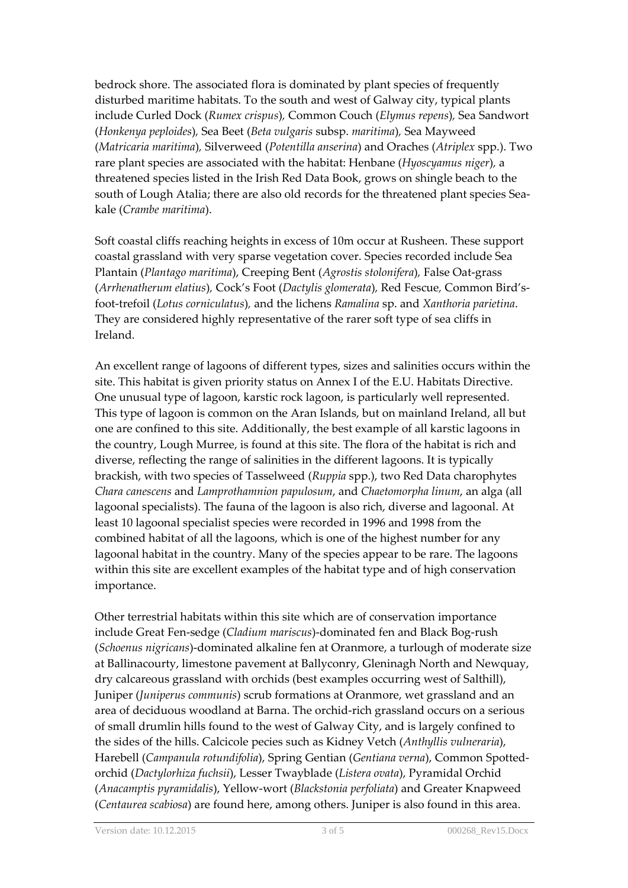bedrock shore. The associated flora is dominated by plant species of frequently disturbed maritime habitats. To the south and west of Galway city, typical plants include Curled Dock (*Rumex crispus*), Common Couch (*Elymus repens*), Sea Sandwort (*Honkenya peploides*), Sea Beet (*Beta vulgaris* subsp. *maritima*), Sea Mayweed (*Matricaria maritima*), Silverweed (*Potentilla anserina*) and Oraches (*Atriplex* spp.). Two rare plant species are associated with the habitat: Henbane (*Hyoscyamus niger*), a threatened species listed in the Irish Red Data Book, grows on shingle beach to the south of Lough Atalia; there are also old records for the threatened plant species Sea-kale (*Crambe maritima*).

Soft coastal cliffs reaching heights in excess of 10m occur at Rusheen. These support coastal grassland with very sparse vegetation cover. Species recorded include Sea Plantain (*Plantago maritima*), Creeping Bent (*Agrostis stolonifera*), False Oat-grass (*Arrhenatherum elatius*), Cock's Foot (*Dactylis glomerata*), Red Fescue, Common Bird's-foot-trefoil (*Lotus corniculatus*), and the lichens *Ramalina* sp. and *Xanthoria parietina*. They are considered highly representative of the rarer soft type of sea cliffs in Ireland.

An excellent range of lagoons of different types, sizes and salinities occurs within the site. This habitat is given priority status on Annex I of the E.U. Habitats Directive. One unusual type of lagoon, karstic rock lagoon, is particularly well represented. This type of lagoon is common on the Aran Islands, but on mainland Ireland, all but one are confined to this site. Additionally, the best example of all karstic lagoons in the country, Lough Murree, is found at this site. The flora of the habitat is rich and diverse, reflecting the range of salinities in the different lagoons. It is typically brackish, with two species of Tasselweed (*Ruppia* spp.), two Red Data charophytes *Chara canescens* and *Lamprothamnion papulosum*, and *Chaetomorpha linum*, an alga (all lagoonal specialists). The fauna of the lagoon is also rich, diverse and lagoonal. At least 10 lagoonal specialist species were recorded in 1996 and 1998 from the combined habitat of all the lagoons, which is one of the highest number for any lagoonal habitat in the country. Many of the species appear to be rare. The lagoons within this site are excellent examples of the habitat type and of high conservation importance.

Other terrestrial habitats within this site which are of conservation importance include Great Fen-sedge (*Cladium mariscus*)-dominated fen and Black Bog-rush (*Schoenus nigricans*)-dominated alkaline fen at Oranmore, a turlough of moderate size at Ballinacourty, limestone pavement at Ballyconry, Gleninagh North and Newquay, dry calcareous grassland with orchids (best examples occurring west of Salthill), Juniper (*Juniperus communis*) scrub formations at Oranmore, wet grassland and an area of deciduous woodland at Barna. The orchid-rich grassland occurs on a serious of small drumlin hills found to the west of Galway City, and is largely confined to the sides of the hills. Calcicole pecies such as Kidney Vetch (*Anthyllis vulneraria*), Harebell (*Campanula rotundifolia*), Spring Gentian (*Gentiana verna*), Common Spotted-orchid (*Dactylorhiza fuchsii*), Lesser Twayblade (*Listera ovata*), Pyramidal Orchid (*Anacamptis pyramidalis*), Yellow-wort (*Blackstonia perfoliata*) and Greater Knapweed (*Centaurea scabiosa*) are found here, among others. Juniper is also found in this area.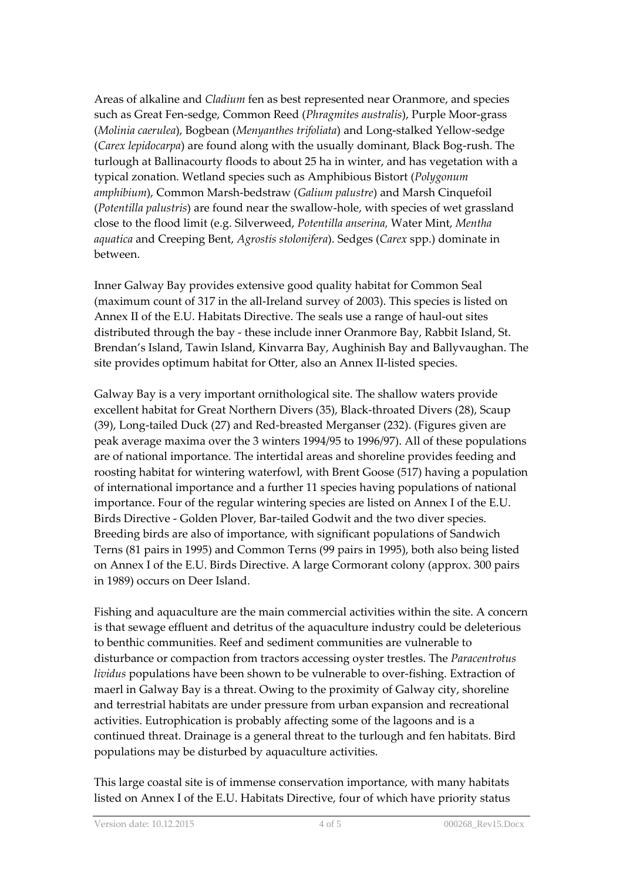Areas of alkaline and *Cladium* fen as best represented near Oranmore, and species such as Great Fen-sedge, Common Reed (*Phragmites australis*), Purple Moor-grass (*Molinia caerulea*), Bogbean (*Menyanthes trifoliata*) and Long-stalked Yellow-sedge (*Carex lepidocarpa*) are found along with the usually dominant, Black Bog-rush. The turlough at Ballinacourty floods to about 25 ha in winter, and has vegetation with a typical zonation. Wetland species such as Amphibious Bistort (*Polygonum amphibium*), Common Marsh-bedstraw (*Galium palustre*) and Marsh Cinquefoil (*Potentilla palustris*) are found near the swallow-hole, with species of wet grassland close to the flood limit (e.g. Silverweed, *Potentilla anserina,* Water Mint, *Mentha aquatica* and Creeping Bent, *Agrostis stolonifera*). Sedges (*Carex* spp.) dominate in between.

Inner Galway Bay provides extensive good quality habitat for Common Seal (maximum count of 317 in the all-Ireland survey of 2003). This species is listed on Annex II of the E.U. Habitats Directive. The seals use a range of haul-out sites distributed through the bay - these include inner Oranmore Bay, Rabbit Island, St. Brendan's Island, Tawin Island, Kinvarra Bay, Aughinish Bay and Ballyvaughan. The site provides optimum habitat for Otter, also an Annex II-listed species.

Galway Bay is a very important ornithological site. The shallow waters provide excellent habitat for Great Northern Divers (35), Black-throated Divers (28), Scaup (39), Long-tailed Duck (27) and Red-breasted Merganser (232). (Figures given are peak average maxima over the 3 winters 1994/95 to 1996/97). All of these populations are of national importance. The intertidal areas and shoreline provides feeding and roosting habitat for wintering waterfowl, with Brent Goose (517) having a population of international importance and a further 11 species having populations of national importance. Four of the regular wintering species are listed on Annex I of the E.U. Birds Directive - Golden Plover, Bar-tailed Godwit and the two diver species. Breeding birds are also of importance, with significant populations of Sandwich Terns (81 pairs in 1995) and Common Terns (99 pairs in 1995), both also being listed on Annex I of the E.U. Birds Directive. A large Cormorant colony (approx. 300 pairs in 1989) occurs on Deer Island.

Fishing and aquaculture are the main commercial activities within the site. A concern is that sewage effluent and detritus of the aquaculture industry could be deleterious to benthic communities. Reef and sediment communities are vulnerable to disturbance or compaction from tractors accessing oyster trestles. The *Paracentrotus lividus* populations have been shown to be vulnerable to over-fishing. Extraction of maerl in Galway Bay is a threat. Owing to the proximity of Galway city, shoreline and terrestrial habitats are under pressure from urban expansion and recreational activities. Eutrophication is probably affecting some of the lagoons and is a continued threat. Drainage is a general threat to the turlough and fen habitats. Bird populations may be disturbed by aquaculture activities.

This large coastal site is of immense conservation importance, with many habitats listed on Annex I of the E.U. Habitats Directive, four of which have priority status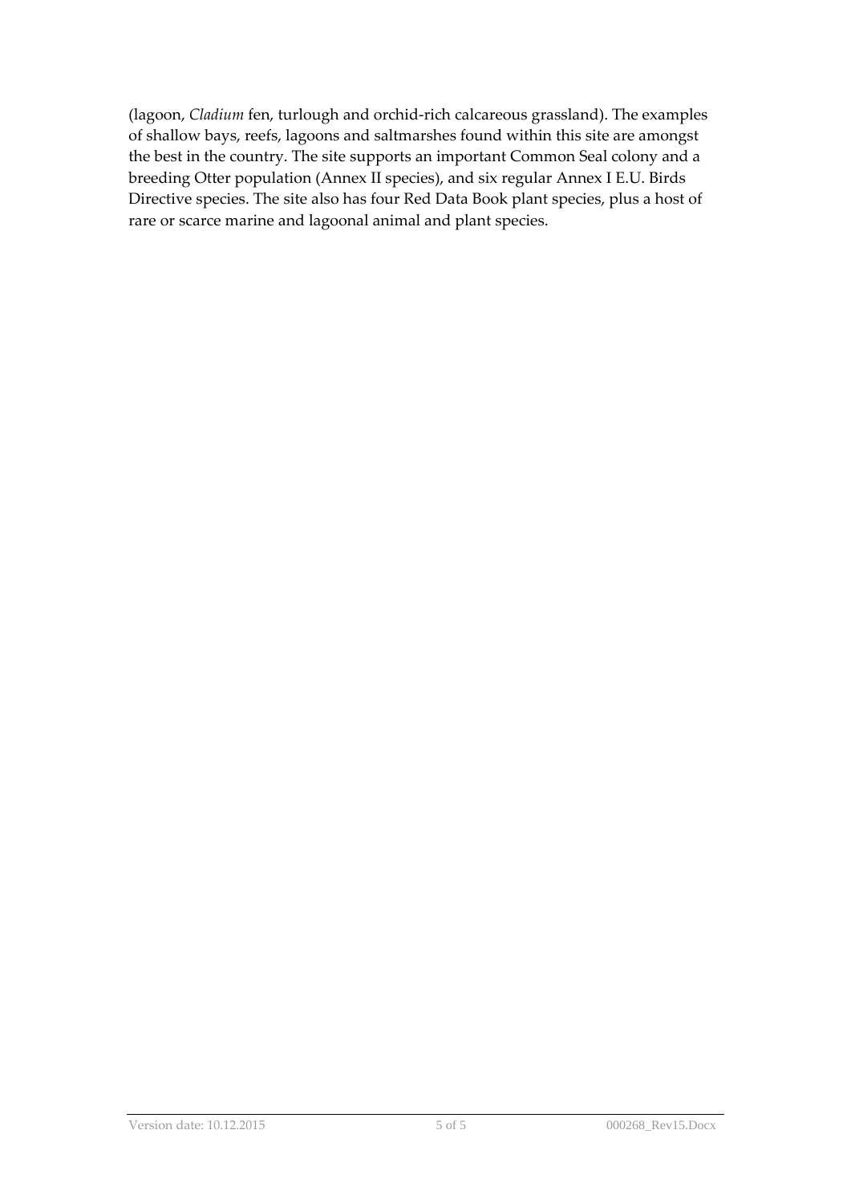(lagoon, *Cladium* fen, turlough and orchid-rich calcareous grassland). The examples of shallow bays, reefs, lagoons and saltmarshes found within this site are amongst the best in the country. The site supports an important Common Seal colony and a breeding Otter population (Annex II species), and six regular Annex I E.U. Birds Directive species. The site also has four Red Data Book plant species, plus a host of rare or scarce marine and lagoonal animal and plant species.